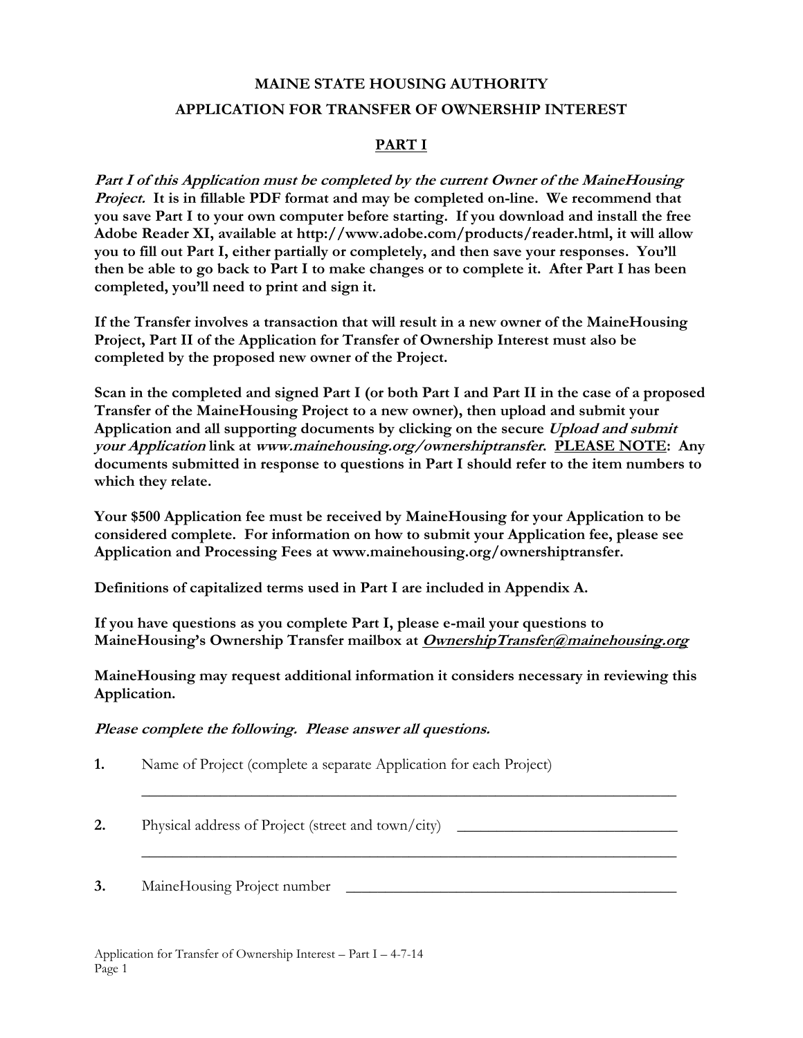# MAINE STATE HOUSING AUTHORITY

## APPLICATION FOR TRANSFER OF OWNERSHIP INTEREST

### PART I

***Part I of this Application must be completed by the current Owner of the MaineHousing Project.*** **It is in fillable PDF format and may be completed on-line. We recommend that you save Part I to your own computer before starting. If you download and install the free Adobe Reader XI, available at http://www.adobe.com/products/reader.html, it will allow you to fill out Part I, either partially or completely, and then save your responses. You'll then be able to go back to Part I to make changes or to complete it. After Part I has been completed, you'll need to print and sign it.**

**If the Transfer involves a transaction that will result in a new owner of the MaineHousing Project, Part II of the Application for Transfer of Ownership Interest must also be completed by the proposed new owner of the Project.**

**Scan in the completed and signed Part I (or both Part I and Part II in the case of a proposed Transfer of the MaineHousing Project to a new owner), then upload and submit your Application and all supporting documents by clicking on the secure *Upload and submit your Application* link at *www.mainehousing.org/ownershiptransfer*. PLEASE NOTE: Any documents submitted in response to questions in Part I should refer to the item numbers to which they relate.**

**Your $500 Application fee must be received by MaineHousing for your Application to be considered complete. For information on how to submit your Application fee, please see Application and Processing Fees at www.mainehousing.org/ownershiptransfer.**

**Definitions of capitalized terms used in Part I are included in Appendix A.**

**If you have questions as you complete Part I, please e-mail your questions to MaineHousing's Ownership Transfer mailbox at *OwnershipTransfer@mainehousing.org***

**MaineHousing may request additional information it considers necessary in reviewing this Application.**

***Please complete the following. Please answer all questions.***

**1.** Name of Project (complete a separate Application for each Project)

______________________________________________________________________

**2.** Physical address of Project (street and town/city) ____________________________

______________________________________________________________________

**3.** MaineHousing Project number ________________________________________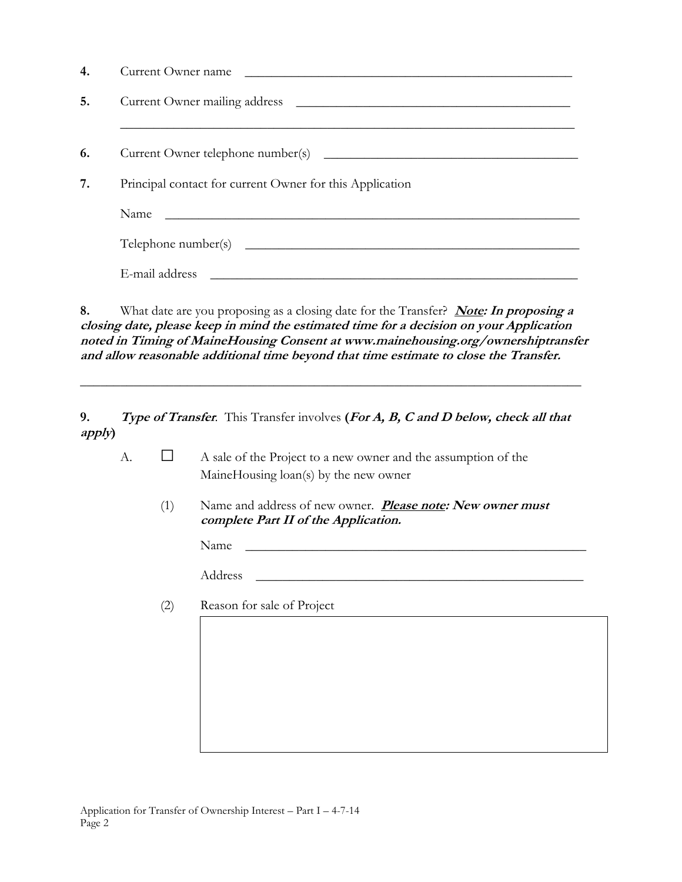4. Current Owner name \_\_\_\_\_\_\_\_\_\_\_\_\_\_\_\_\_\_\_\_\_\_\_\_\_\_\_\_\_\_\_\_\_\_\_\_\_\_\_\_\_\_\_\_\_\_\_\_

5. Current Owner mailing address \_\_\_\_\_\_\_\_\_\_\_\_\_\_\_\_\_\_\_\_\_\_\_\_\_\_\_\_\_\_\_\_\_\_\_\_\_\_\_\_

\_\_\_\_\_\_\_\_\_\_\_\_\_\_\_\_\_\_\_\_\_\_\_\_\_\_\_\_\_\_\_\_\_\_\_\_\_\_\_\_\_\_\_\_\_\_\_\_\_\_\_\_\_\_\_\_\_\_\_\_\_\_\_\_\_\_\_\_

6. Current Owner telephone number(s) \_\_\_\_\_\_\_\_\_\_\_\_\_\_\_\_\_\_\_\_\_\_\_\_\_\_\_\_\_\_\_\_\_\_\_\_\_\_

7. Principal contact for current Owner for this Application

Name \_\_\_\_\_\_\_\_\_\_\_\_\_\_\_\_\_\_\_\_\_\_\_\_\_\_\_\_\_\_\_\_\_\_\_\_\_\_\_\_\_\_\_\_\_\_\_\_\_\_\_\_\_\_\_\_\_\_\_\_\_\_

Telephone number(s) \_\_\_\_\_\_\_\_\_\_\_\_\_\_\_\_\_\_\_\_\_\_\_\_\_\_\_\_\_\_\_\_\_\_\_\_\_\_\_\_\_\_\_\_\_\_\_\_\_\_

E-mail address \_\_\_\_\_\_\_\_\_\_\_\_\_\_\_\_\_\_\_\_\_\_\_\_\_\_\_\_\_\_\_\_\_\_\_\_\_\_\_\_\_\_\_\_\_\_\_\_\_\_\_\_\_\_

8. What date are you proposing as a closing date for the Transfer? ***Note**: In proposing a closing date, please keep in mind the estimated time for a decision on your Application noted in Timing of MaineHousing Consent at www.mainehousing.org/ownershiptransfer and allow reasonable additional time beyond that time estimate to close the Transfer.*

\_\_\_\_\_\_\_\_\_\_\_\_\_\_\_\_\_\_\_\_\_\_\_\_\_\_\_\_\_\_\_\_\_\_\_\_\_\_\_\_\_\_\_\_\_\_\_\_\_\_\_\_\_\_\_\_\_\_\_\_\_\_\_\_\_\_\_\_\_\_\_\_

9. ***Type of Transfer***. This Transfer involves **(*For A, B, C and D below, check all that apply*)**

A. ☐ A sale of the Project to a new owner and the assumption of the MaineHousing loan(s) by the new owner

(1) Name and address of new owner. ***Please note**: New owner must complete Part II of the Application.*

Name \_\_\_\_\_\_\_\_\_\_\_\_\_\_\_\_\_\_\_\_\_\_\_\_\_\_\_\_\_\_\_\_\_\_\_\_\_\_\_\_\_\_\_\_\_\_\_\_\_\_\_\_

Address \_\_\_\_\_\_\_\_\_\_\_\_\_\_\_\_\_\_\_\_\_\_\_\_\_\_\_\_\_\_\_\_\_\_\_\_\_\_\_\_\_\_\_\_\_\_\_\_\_\_

(2) Reason for sale of Project

| |
|---|
| |

Application for Transfer of Ownership Interest – Part I – 4-7-14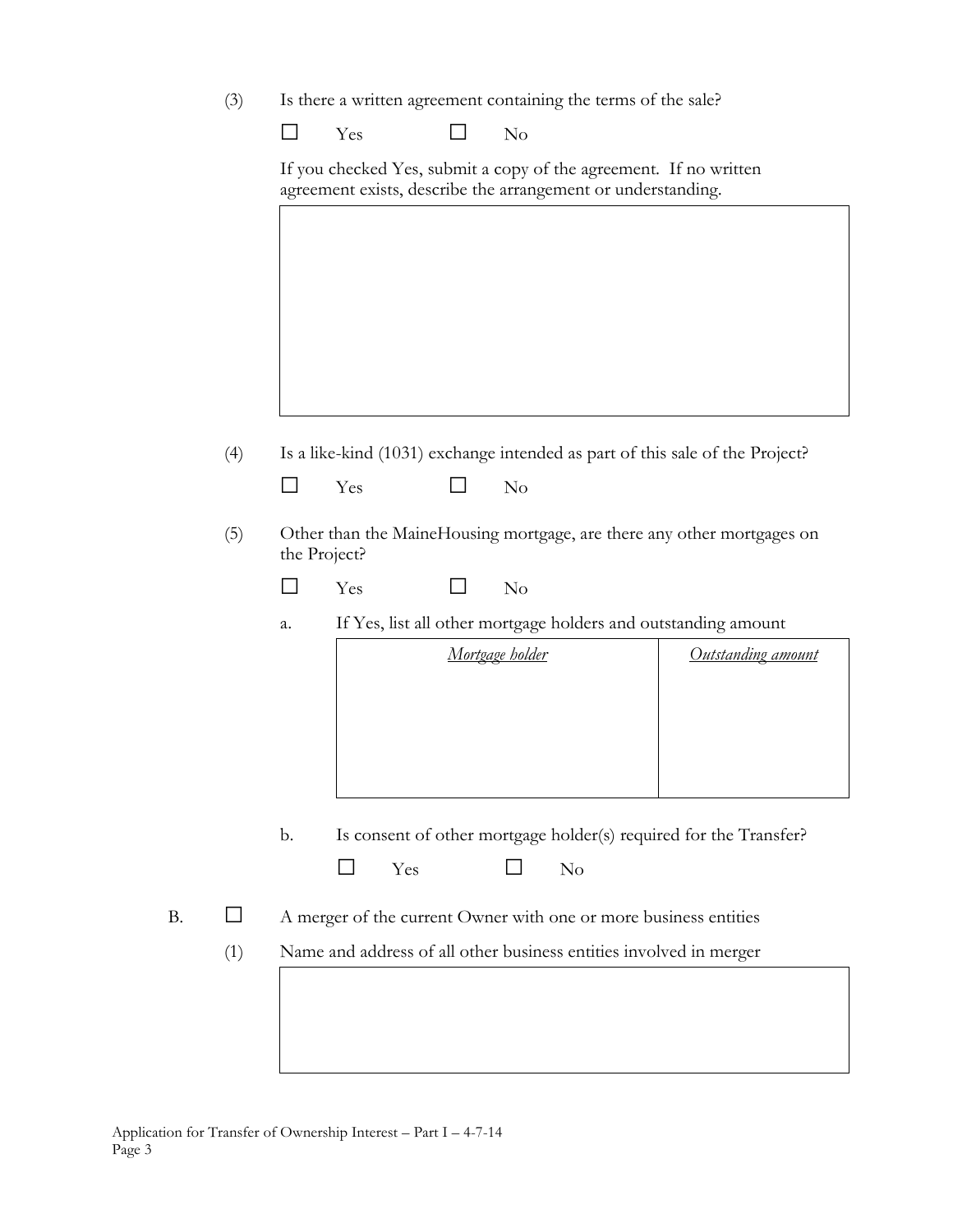(3) Is there a written agreement containing the terms of the sale?

☐ Yes ☐ No

If you checked Yes, submit a copy of the agreement. If no written agreement exists, describe the arrangement or understanding.

| |
|---|
| |

(4) Is a like-kind (1031) exchange intended as part of this sale of the Project?

☐ Yes ☐ No

(5) Other than the MaineHousing mortgage, are there any other mortgages on the Project?

☐ Yes ☐ No

a. If Yes, list all other mortgage holders and outstanding amount

| *Mortgage holder* | *Outstanding amount* |
|---|---|
| | |

b. Is consent of other mortgage holder(s) required for the Transfer?

☐ Yes ☐ No

B. ☐ A merger of the current Owner with one or more business entities

(1) Name and address of all other business entities involved in merger

| |
|---|
| |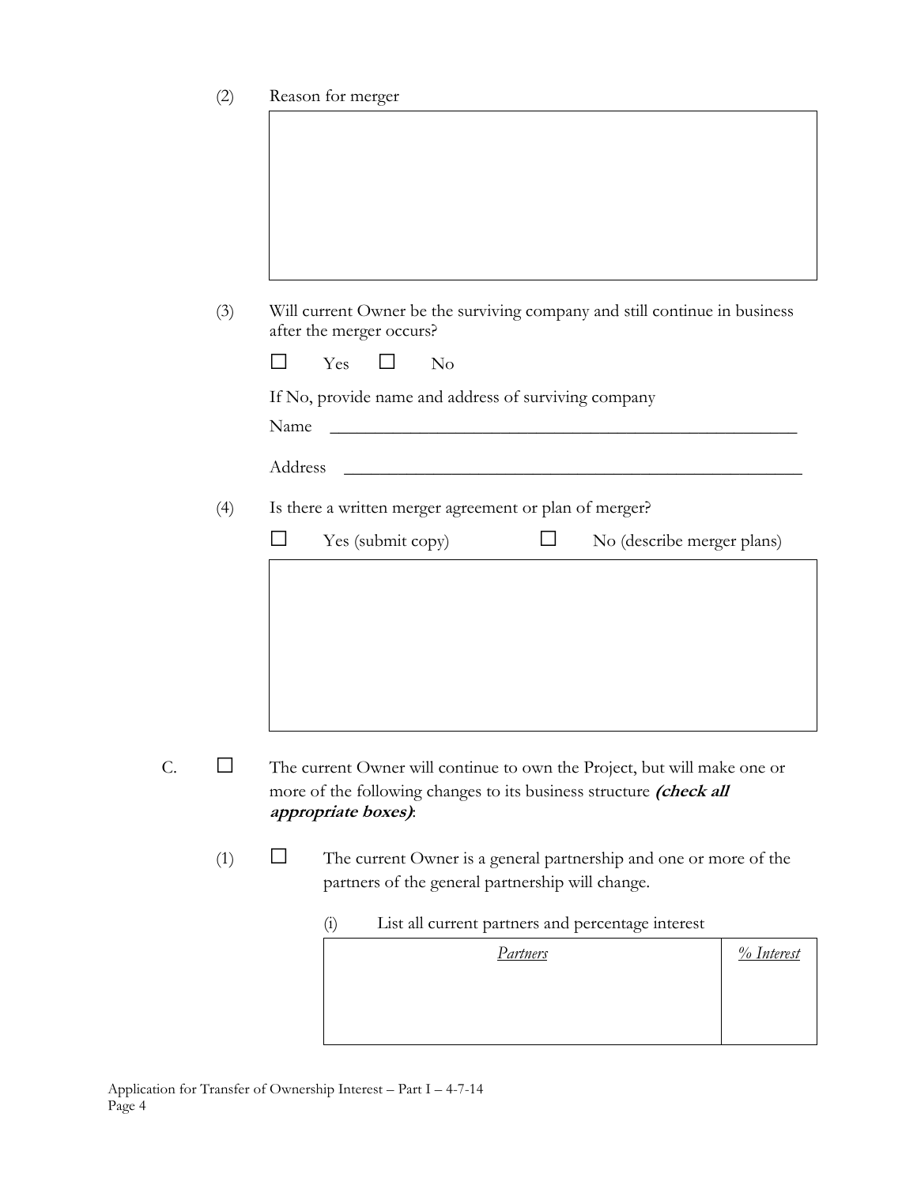(2) Reason for merger

(3) Will current Owner be the surviving company and still continue in business after the merger occurs?

☐ Yes ☐ No

If No, provide name and address of surviving company

Name \_\_\_\_\_\_\_\_\_\_\_\_\_\_\_\_\_\_\_\_\_\_\_\_\_\_\_\_\_\_\_\_\_\_\_\_\_\_\_\_\_\_\_\_\_\_\_\_\_\_

Address \_\_\_\_\_\_\_\_\_\_\_\_\_\_\_\_\_\_\_\_\_\_\_\_\_\_\_\_\_\_\_\_\_\_\_\_\_\_\_\_\_\_\_\_\_\_\_\_

(4) Is there a written merger agreement or plan of merger?

☐ Yes (submit copy) ☐ No (describe merger plans)

C. ☐ The current Owner will continue to own the Project, but will make one or more of the following changes to its business structure ***(check all appropriate boxes)***:

(1) ☐ The current Owner is a general partnership and one or more of the partners of the general partnership will change.

(i) List all current partners and percentage interest

| *Partners* | *% Interest* |
| --- | --- |
| | |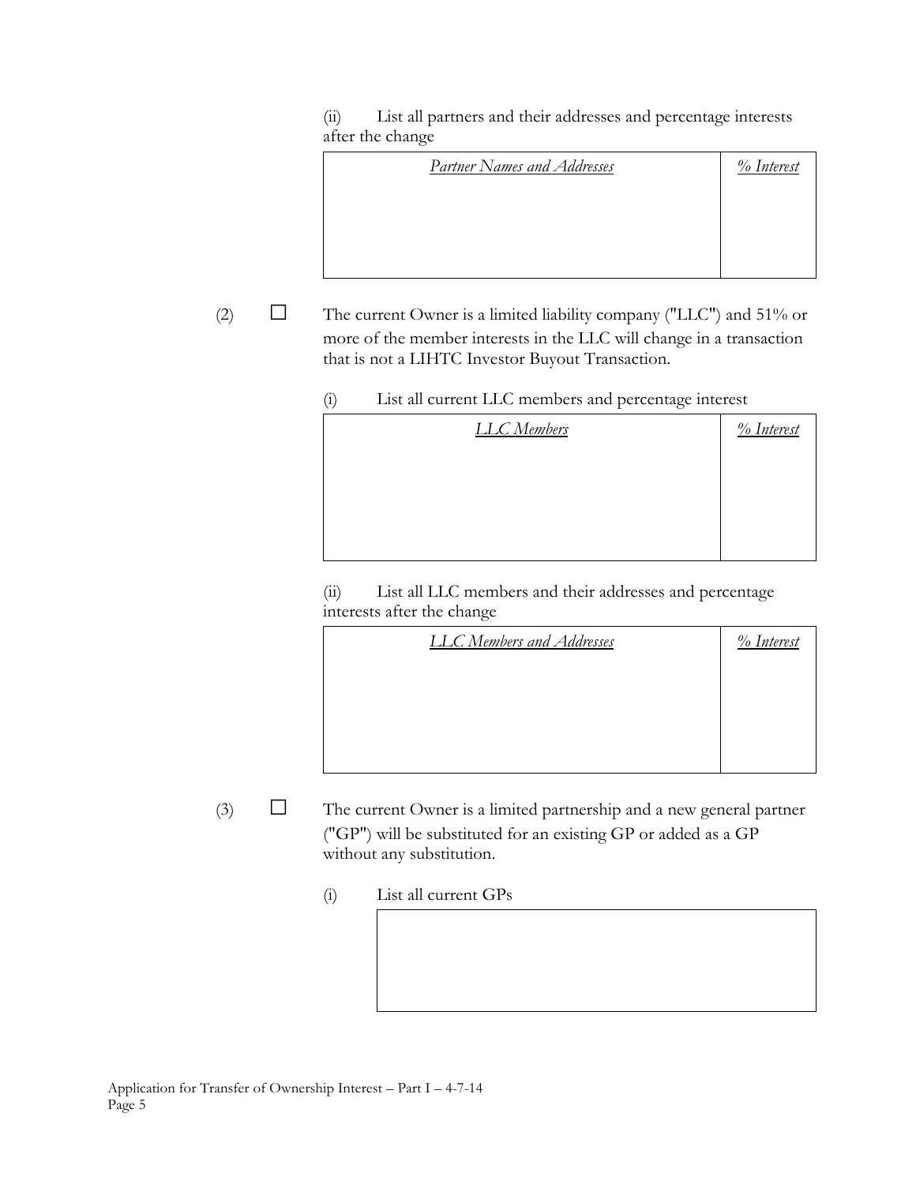(ii) List all partners and their addresses and percentage interests after the change

| *Partner Names and Addresses* | *% Interest* |
| --- | --- |
| | |

(2) ☐ The current Owner is a limited liability company ("LLC") and 51% or more of the member interests in the LLC will change in a transaction that is not a LIHTC Investor Buyout Transaction.

(i) List all current LLC members and percentage interest

| *LLC Members* | *% Interest* |
| --- | --- |
| | |

(ii) List all LLC members and their addresses and percentage interests after the change

| *LLC Members and Addresses* | *% Interest* |
| --- | --- |
| | |

(3) ☐ The current Owner is a limited partnership and a new general partner ("GP") will be substituted for an existing GP or added as a GP without any substitution.

(i) List all current GPs

| |
| --- |
| |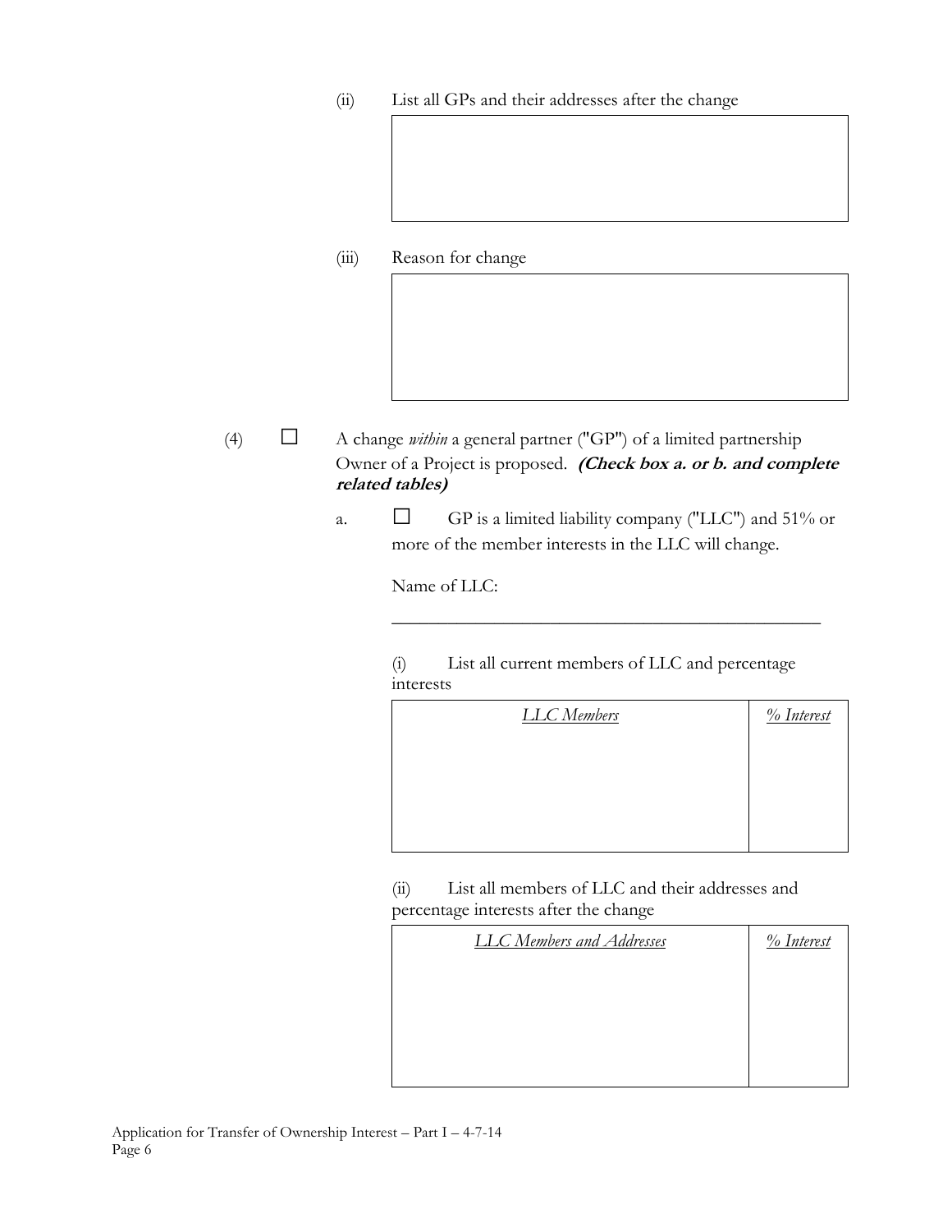(ii) List all GPs and their addresses after the change

| |
|---|
| |

(iii) Reason for change

| |
|---|
| |

(4) ☐ A change *within* a general partner ("GP") of a limited partnership Owner of a Project is proposed. ***(Check box a. or b. and complete related tables)***

a. ☐ GP is a limited liability company ("LLC") and 51% or more of the member interests in the LLC will change.

Name of LLC:

\_\_\_\_\_\_\_\_\_\_\_\_\_\_\_\_\_\_\_\_\_\_\_\_\_\_\_\_\_\_\_\_\_\_\_\_\_\_\_\_\_\_\_\_\_\_

(i) List all current members of LLC and percentage interests

| *LLC Members* | *% Interest* |
|---|---|
| | |

(ii) List all members of LLC and their addresses and percentage interests after the change

| *LLC Members and Addresses* | *% Interest* |
|---|---|
| | |

Application for Transfer of Ownership Interest – Part I – 4-7-14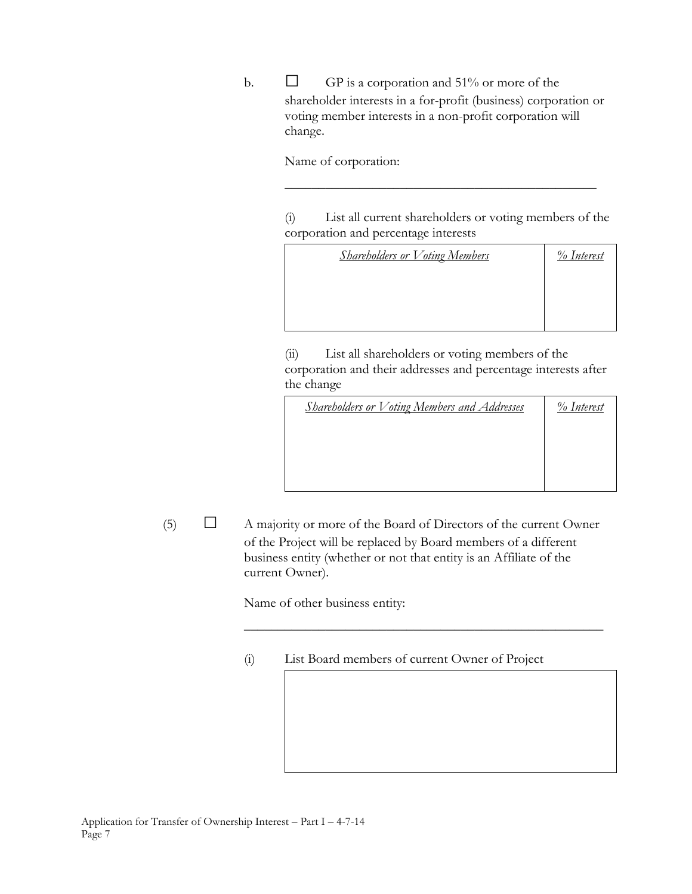b. ☐ GP is a corporation and 51% or more of the shareholder interests in a for-profit (business) corporation or voting member interests in a non-profit corporation will change.

Name of corporation:

_______________________________________________

(i) List all current shareholders or voting members of the corporation and percentage interests

| *Shareholders or Voting Members* | *% Interest* |
|---|---|
| | |

(ii) List all shareholders or voting members of the corporation and their addresses and percentage interests after the change

| *Shareholders or Voting Members and Addresses* | *% Interest* |
|---|---|
| | |

(5) ☐ A majority or more of the Board of Directors of the current Owner of the Project will be replaced by Board members of a different business entity (whether or not that entity is an Affiliate of the current Owner).

Name of other business entity:

_______________________________________________________

(i) List Board members of current Owner of Project

| |
|---|
| |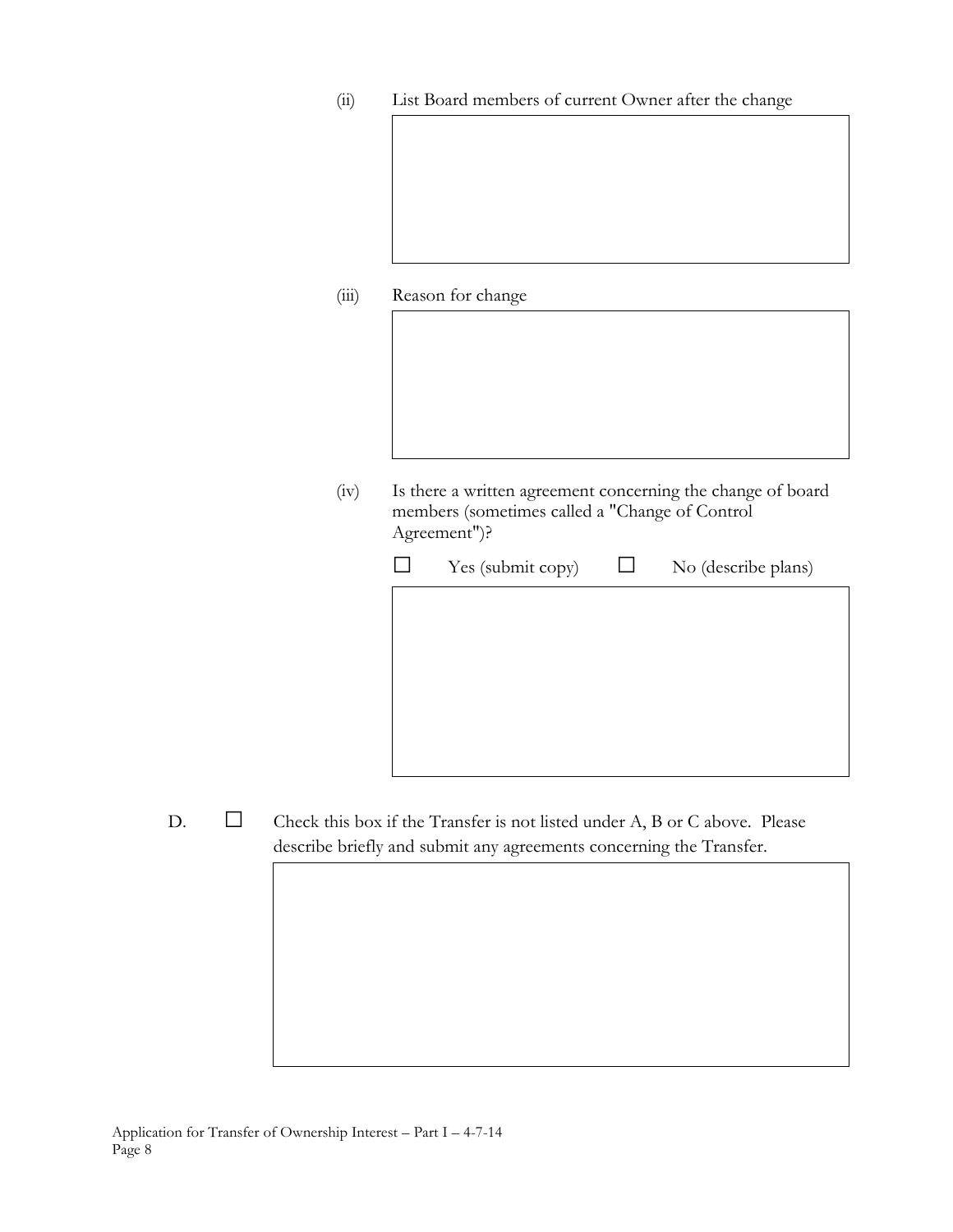(ii) List Board members of current Owner after the change

(iii) Reason for change

(iv) Is there a written agreement concerning the change of board members (sometimes called a "Change of Control Agreement")?

☐ Yes (submit copy) ☐ No (describe plans)

D. ☐ Check this box if the Transfer is not listed under A, B or C above. Please describe briefly and submit any agreements concerning the Transfer.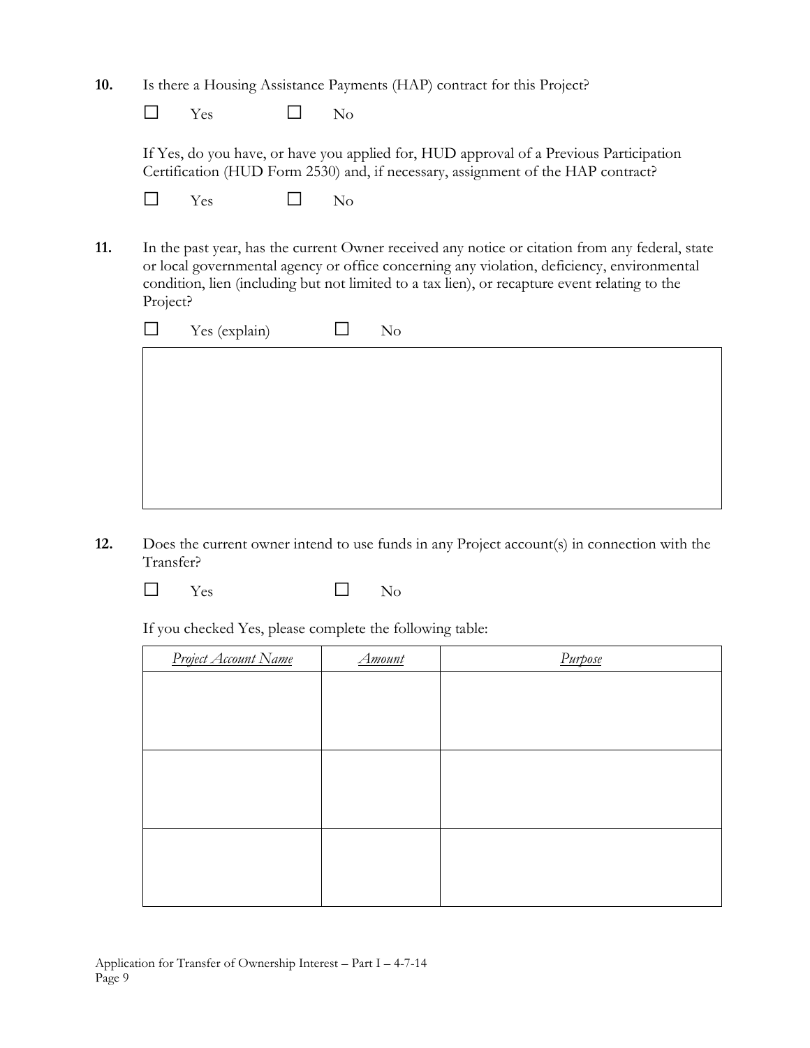**10.** Is there a Housing Assistance Payments (HAP) contract for this Project?

☐ Yes ☐ No

If Yes, do you have, or have you applied for, HUD approval of a Previous Participation Certification (HUD Form 2530) and, if necessary, assignment of the HAP contract?

☐ Yes ☐ No

**11.** In the past year, has the current Owner received any notice or citation from any federal, state or local governmental agency or office concerning any violation, deficiency, environmental condition, lien (including but not limited to a tax lien), or recapture event relating to the Project?

☐ Yes (explain) ☐ No

| |
|---|
| |

**12.** Does the current owner intend to use funds in any Project account(s) in connection with the Transfer?

☐ Yes ☐ No

If you checked Yes, please complete the following table:

| *Project Account Name* | *Amount* | *Purpose* |
|---|---|---|
| | | |
| | | |
| | | |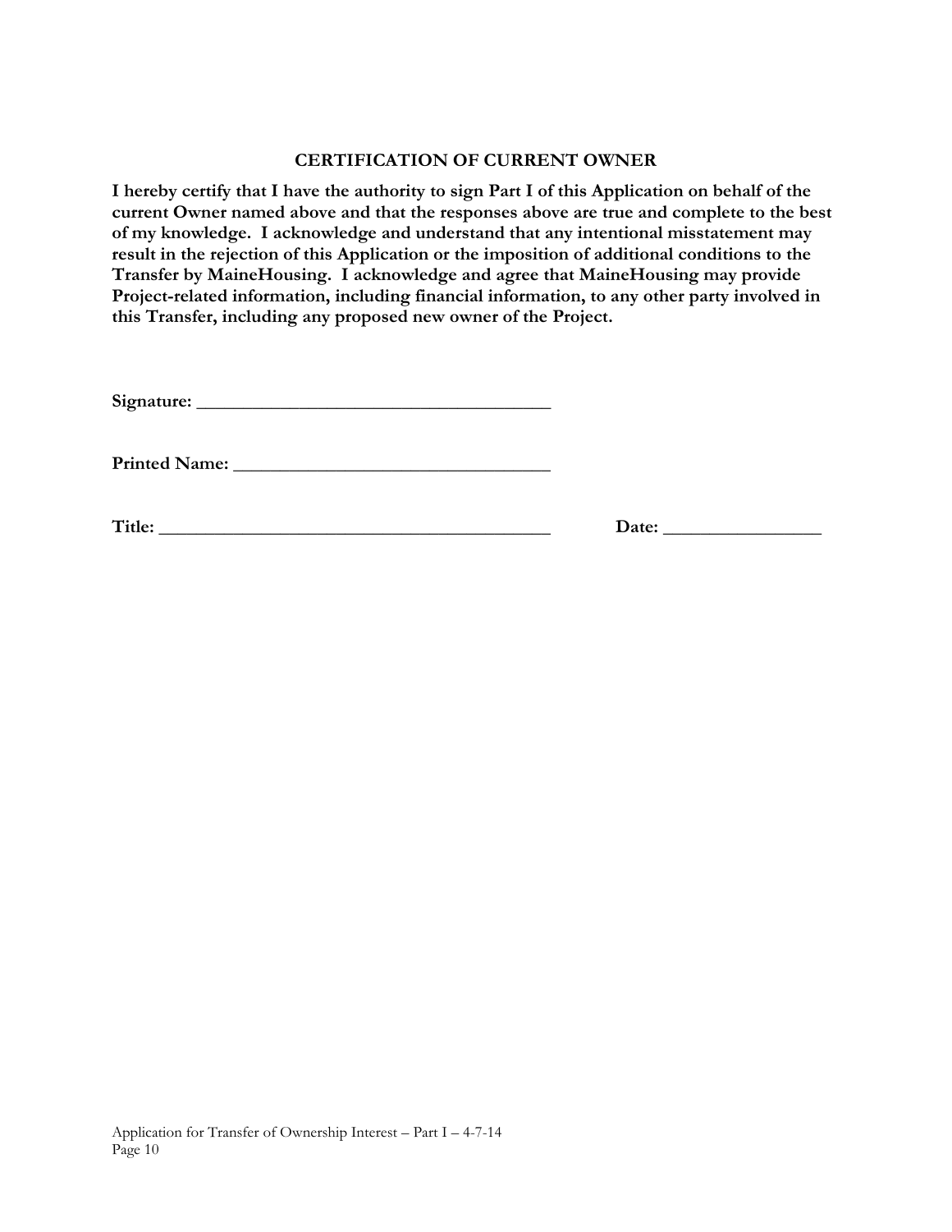## CERTIFICATION OF CURRENT OWNER

**I hereby certify that I have the authority to sign Part I of this Application on behalf of the current Owner named above and that the responses above are true and complete to the best of my knowledge. I acknowledge and understand that any intentional misstatement may result in the rejection of this Application or the imposition of additional conditions to the Transfer by MaineHousing. I acknowledge and agree that MaineHousing may provide Project-related information, including financial information, to any other party involved in this Transfer, including any proposed new owner of the Project.**

**Signature:** ______________________________________

**Printed Name:** __________________________________

**Title:** ________________________________________ **Date:** ________________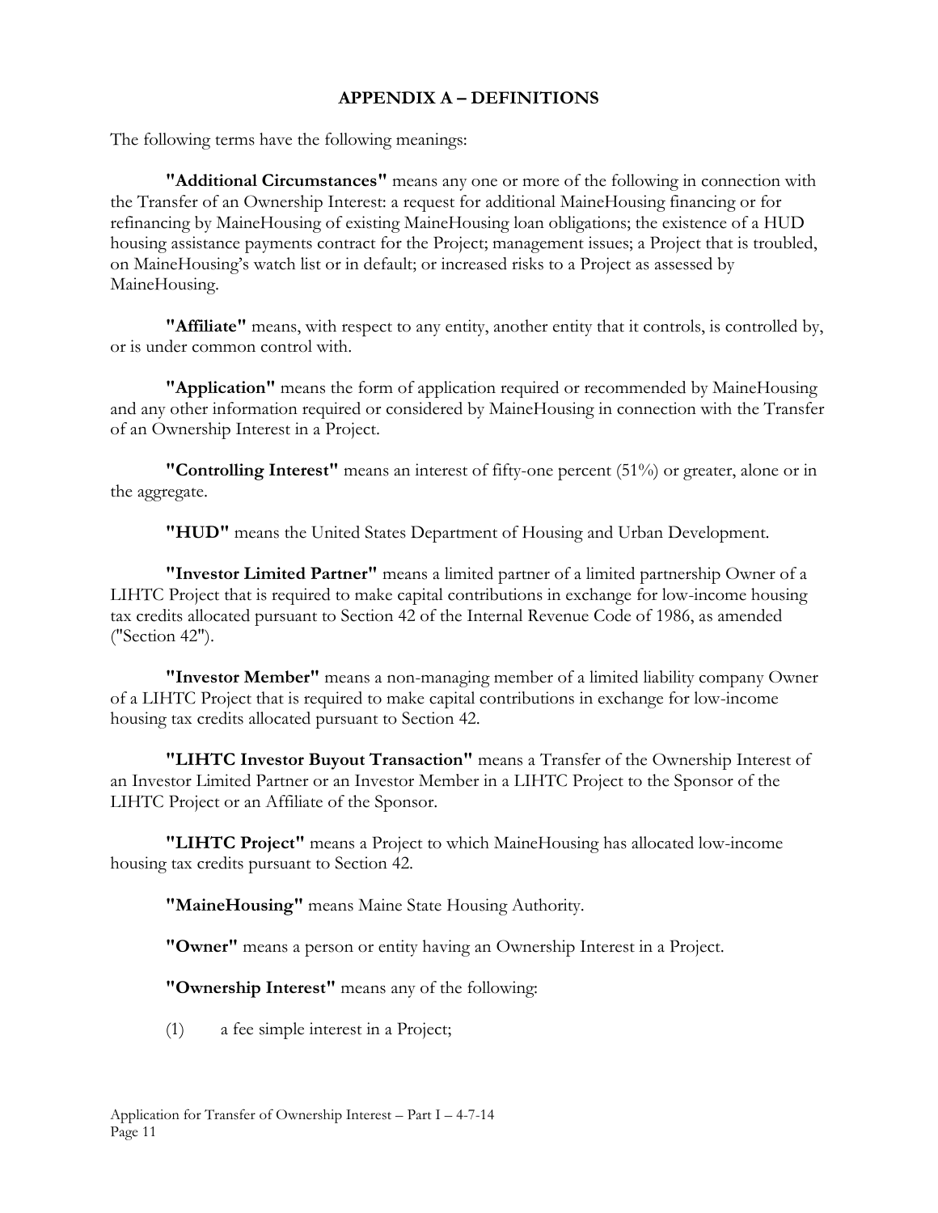## APPENDIX A – DEFINITIONS

The following terms have the following meanings:

**"Additional Circumstances"** means any one or more of the following in connection with the Transfer of an Ownership Interest: a request for additional MaineHousing financing or for refinancing by MaineHousing of existing MaineHousing loan obligations; the existence of a HUD housing assistance payments contract for the Project; management issues; a Project that is troubled, on MaineHousing's watch list or in default; or increased risks to a Project as assessed by MaineHousing.

**"Affiliate"** means, with respect to any entity, another entity that it controls, is controlled by, or is under common control with.

**"Application"** means the form of application required or recommended by MaineHousing and any other information required or considered by MaineHousing in connection with the Transfer of an Ownership Interest in a Project.

**"Controlling Interest"** means an interest of fifty-one percent (51%) or greater, alone or in the aggregate.

**"HUD"** means the United States Department of Housing and Urban Development.

**"Investor Limited Partner"** means a limited partner of a limited partnership Owner of a LIHTC Project that is required to make capital contributions in exchange for low-income housing tax credits allocated pursuant to Section 42 of the Internal Revenue Code of 1986, as amended ("Section 42").

**"Investor Member"** means a non-managing member of a limited liability company Owner of a LIHTC Project that is required to make capital contributions in exchange for low-income housing tax credits allocated pursuant to Section 42.

**"LIHTC Investor Buyout Transaction"** means a Transfer of the Ownership Interest of an Investor Limited Partner or an Investor Member in a LIHTC Project to the Sponsor of the LIHTC Project or an Affiliate of the Sponsor.

**"LIHTC Project"** means a Project to which MaineHousing has allocated low-income housing tax credits pursuant to Section 42.

**"MaineHousing"** means Maine State Housing Authority.

**"Owner"** means a person or entity having an Ownership Interest in a Project.

**"Ownership Interest"** means any of the following:

(1) a fee simple interest in a Project;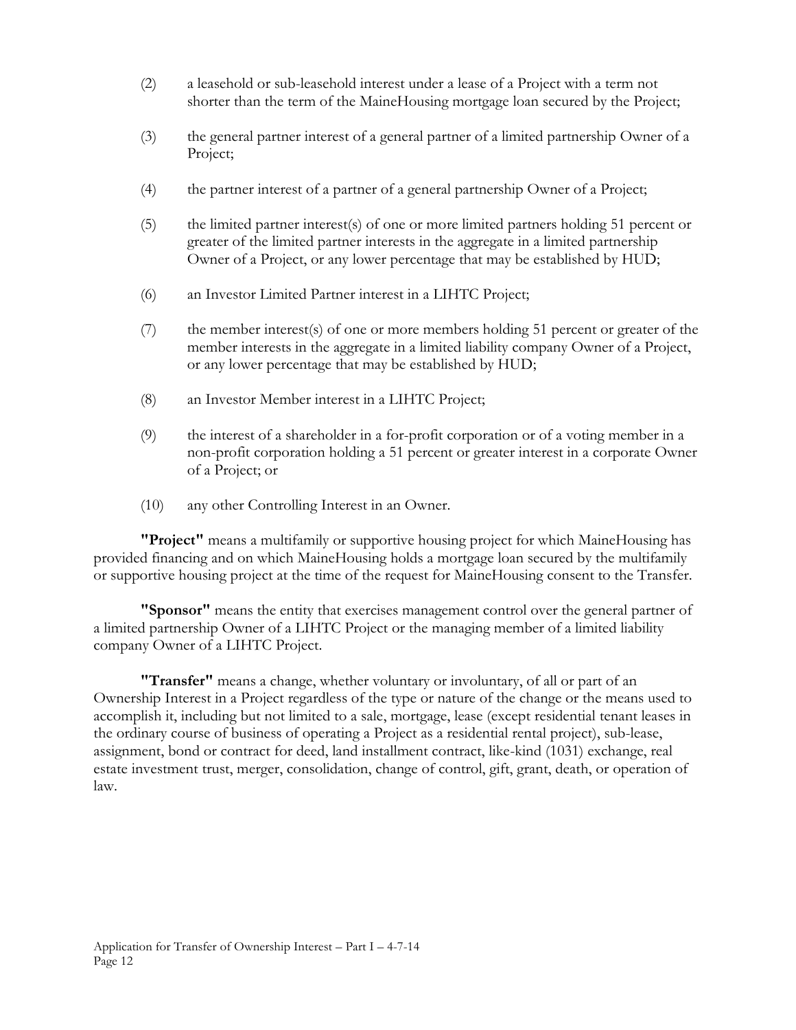(2) a leasehold or sub-leasehold interest under a lease of a Project with a term not shorter than the term of the MaineHousing mortgage loan secured by the Project;

(3) the general partner interest of a general partner of a limited partnership Owner of a Project;

(4) the partner interest of a partner of a general partnership Owner of a Project;

(5) the limited partner interest(s) of one or more limited partners holding 51 percent or greater of the limited partner interests in the aggregate in a limited partnership Owner of a Project, or any lower percentage that may be established by HUD;

(6) an Investor Limited Partner interest in a LIHTC Project;

(7) the member interest(s) of one or more members holding 51 percent or greater of the member interests in the aggregate in a limited liability company Owner of a Project, or any lower percentage that may be established by HUD;

(8) an Investor Member interest in a LIHTC Project;

(9) the interest of a shareholder in a for-profit corporation or of a voting member in a non-profit corporation holding a 51 percent or greater interest in a corporate Owner of a Project; or

(10) any other Controlling Interest in an Owner.

**"Project"** means a multifamily or supportive housing project for which MaineHousing has provided financing and on which MaineHousing holds a mortgage loan secured by the multifamily or supportive housing project at the time of the request for MaineHousing consent to the Transfer.

**"Sponsor"** means the entity that exercises management control over the general partner of a limited partnership Owner of a LIHTC Project or the managing member of a limited liability company Owner of a LIHTC Project.

**"Transfer"** means a change, whether voluntary or involuntary, of all or part of an Ownership Interest in a Project regardless of the type or nature of the change or the means used to accomplish it, including but not limited to a sale, mortgage, lease (except residential tenant leases in the ordinary course of business of operating a Project as a residential rental project), sub-lease, assignment, bond or contract for deed, land installment contract, like-kind (1031) exchange, real estate investment trust, merger, consolidation, change of control, gift, grant, death, or operation of law.